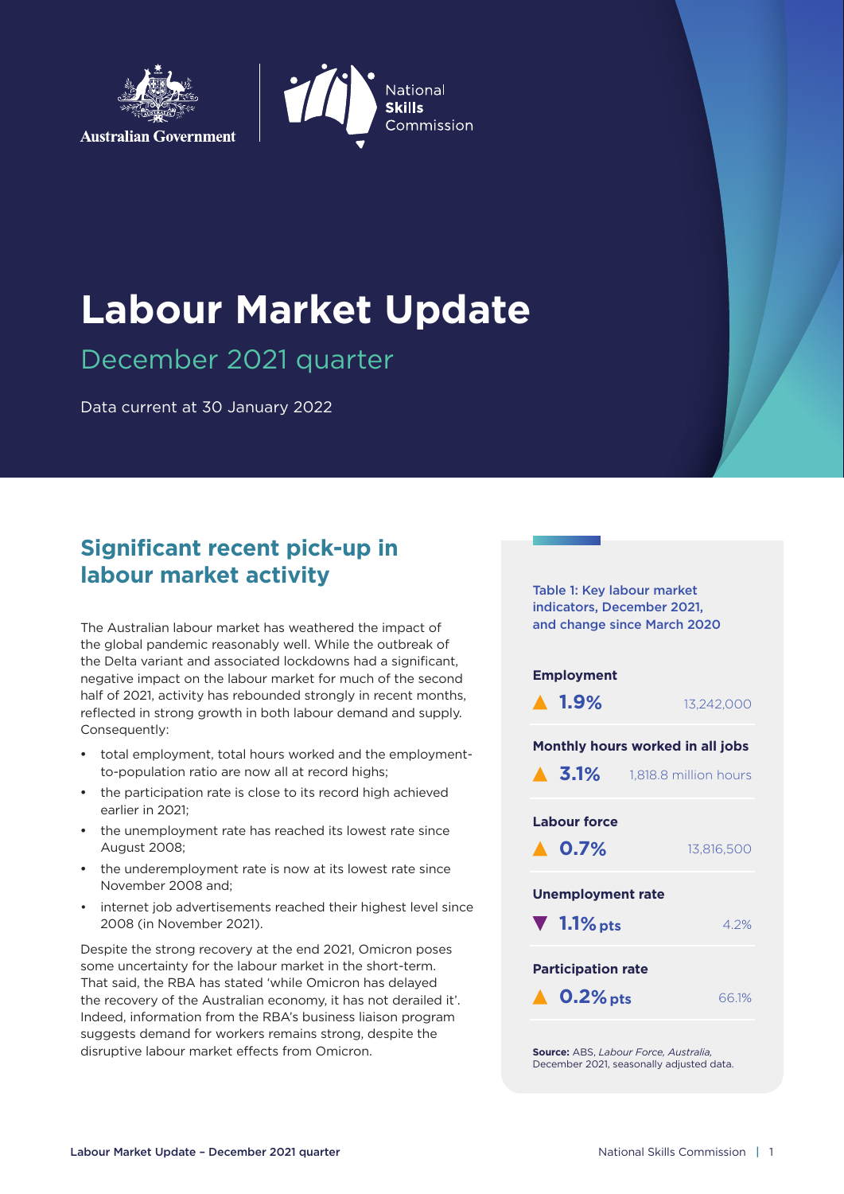Australian Government | National Skills Commission

# Labour Market Update

## December 2021 quarter

Data current at 30 January 2022

## Significant recent pick-up in labour market activity

The Australian labour market has weathered the impact of the global pandemic reasonably well. While the outbreak of the Delta variant and associated lockdowns had a significant, negative impact on the labour market for much of the second half of 2021, activity has rebounded strongly in recent months, reflected in strong growth in both labour demand and supply. Consequently:

- total employment, total hours worked and the employment-to-population ratio are now all at record highs;
- the participation rate is close to its record high achieved earlier in 2021;
- the unemployment rate has reached its lowest rate since August 2008;
- the underemployment rate is now at its lowest rate since November 2008 and;
- internet job advertisements reached their highest level since 2008 (in November 2021).

Despite the strong recovery at the end 2021, Omicron poses some uncertainty for the labour market in the short-term. That said, the RBA has stated 'while Omicron has delayed the recovery of the Australian economy, it has not derailed it'. Indeed, information from the RBA's business liaison program suggests demand for workers remains strong, despite the disruptive labour market effects from Omicron.

Table 1: Key labour market indicators, December 2021, and change since March 2020

| Indicator | Change since March 2020 | December 2021 |
| --- | --- | --- |
| Employment | ▲ 1.9% | 13,242,000 |
| Monthly hours worked in all jobs | ▲ 3.1% | 1,818.8 million hours |
| Labour force | ▲ 0.7% | 13,816,500 |
| Unemployment rate | ▼ 1.1% pts | 4.2% |
| Participation rate | ▲ 0.2% pts | 66.1% |

**Source:** ABS, *Labour Force, Australia*, December 2021, seasonally adjusted data.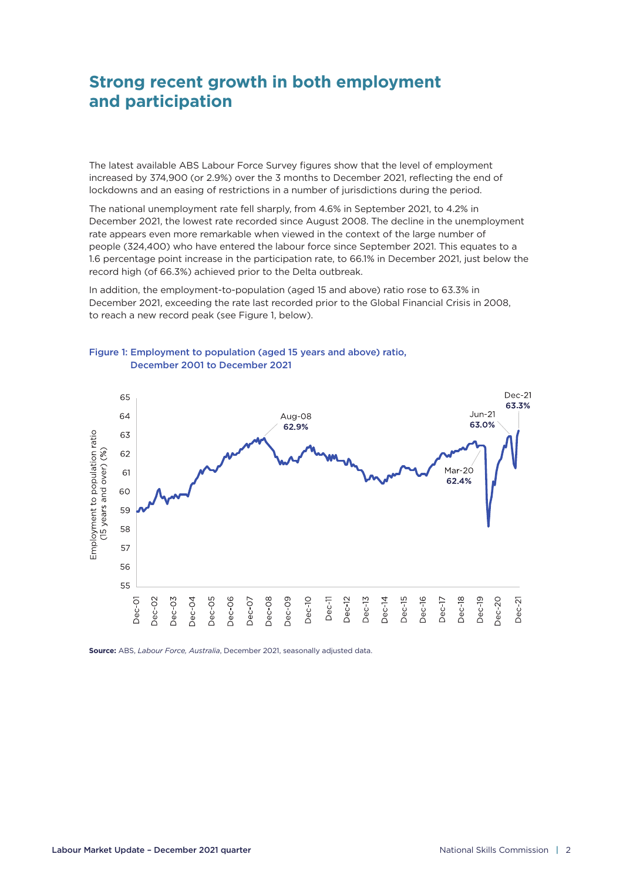## Strong recent growth in both employment and participation

The latest available ABS Labour Force Survey figures show that the level of employment increased by 374,900 (or 2.9%) over the 3 months to December 2021, reflecting the end of lockdowns and an easing of restrictions in a number of jurisdictions during the period.

The national unemployment rate fell sharply, from 4.6% in September 2021, to 4.2% in December 2021, the lowest rate recorded since August 2008. The decline in the unemployment rate appears even more remarkable when viewed in the context of the large number of people (324,400) who have entered the labour force since September 2021. This equates to a 1.6 percentage point increase in the participation rate, to 66.1% in December 2021, just below the record high (of 66.3%) achieved prior to the Delta outbreak.

In addition, the employment-to-population (aged 15 and above) ratio rose to 63.3% in December 2021, exceeding the rate last recorded prior to the Global Financial Crisis in 2008, to reach a new record peak (see Figure 1, below).

**Figure 1: Employment to population (aged 15 years and above) ratio, December 2001 to December 2021**

**Source:** ABS, *Labour Force, Australia*, December 2021, seasonally adjusted data.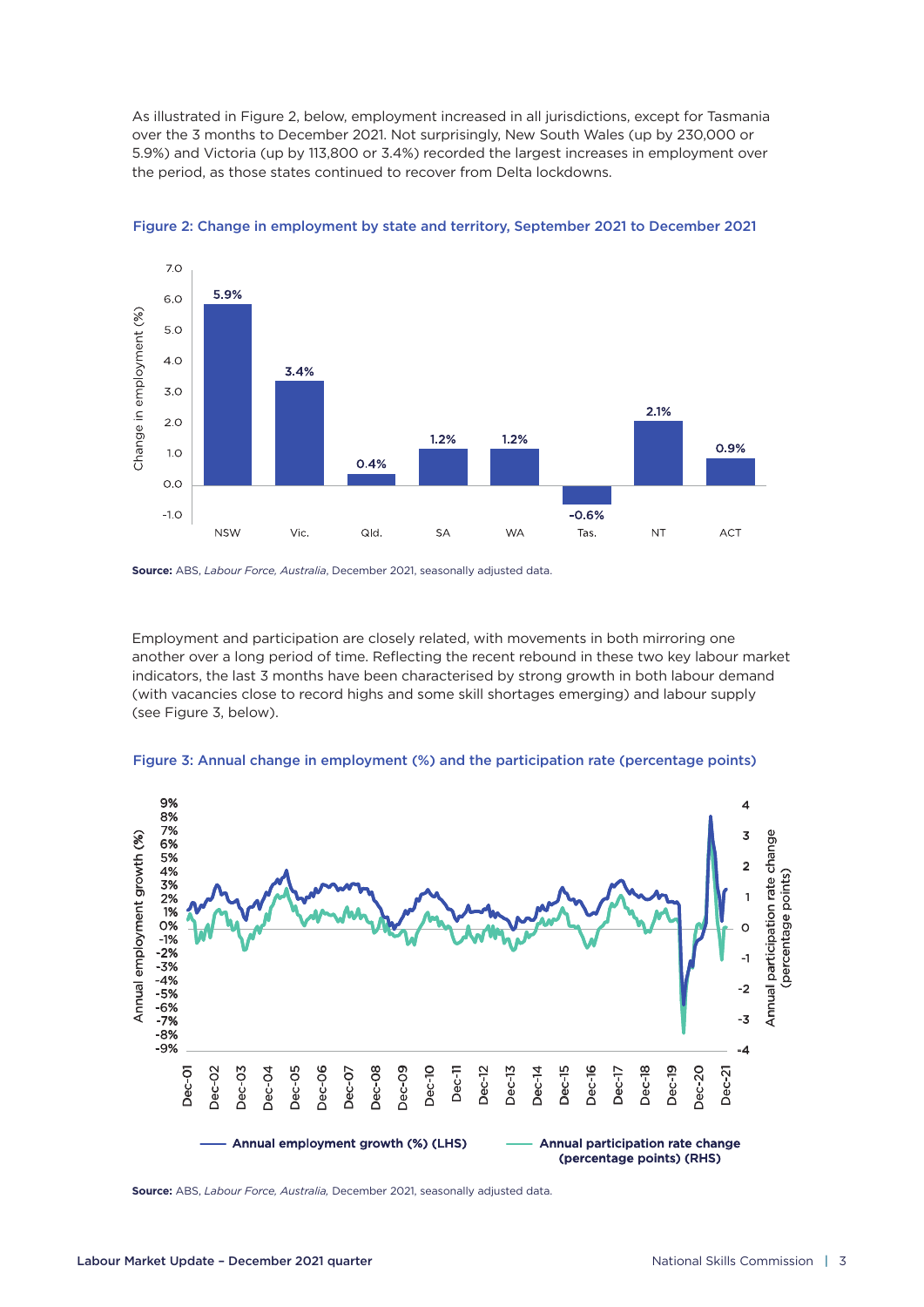As illustrated in Figure 2, below, employment increased in all jurisdictions, except for Tasmania over the 3 months to December 2021. Not surprisingly, New South Wales (up by 230,000 or 5.9%) and Victoria (up by 113,800 or 3.4%) recorded the largest increases in employment over the period, as those states continued to recover from Delta lockdowns.

**Figure 2: Change in employment by state and territory, September 2021 to December 2021**

| State/Territory | Change in employment (%) |
|---|---|
| NSW | 5.9% |
| Vic. | 3.4% |
| Qld. | 0.4% |
| SA | 1.2% |
| WA | 1.2% |
| Tas. | -0.6% |
| NT | 2.1% |
| ACT | 0.9% |

**Source:** ABS, *Labour Force, Australia*, December 2021, seasonally adjusted data.

Employment and participation are closely related, with movements in both mirroring one another over a long period of time. Reflecting the recent rebound in these two key labour market indicators, the last 3 months have been characterised by strong growth in both labour demand (with vacancies close to record highs and some skill shortages emerging) and labour supply (see Figure 3, below).

**Figure 3: Annual change in employment (%) and the participation rate (percentage points)**

**Source:** ABS, *Labour Force, Australia*, December 2021, seasonally adjusted data.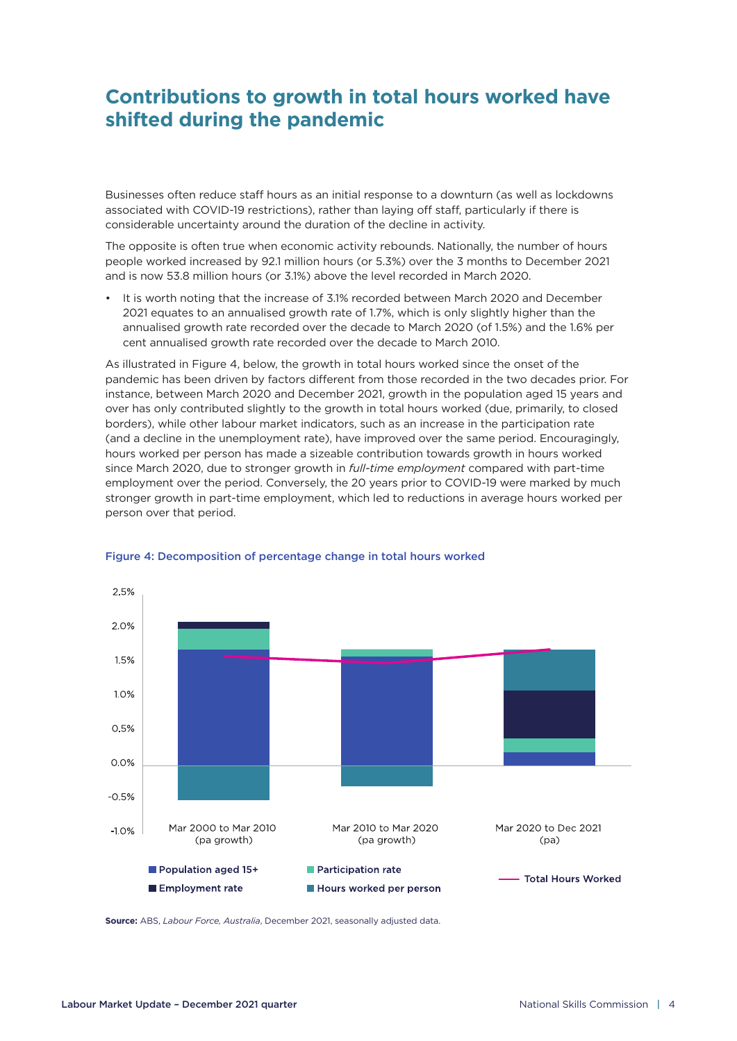# Contributions to growth in total hours worked have shifted during the pandemic

Businesses often reduce staff hours as an initial response to a downturn (as well as lockdowns associated with COVID-19 restrictions), rather than laying off staff, particularly if there is considerable uncertainty around the duration of the decline in activity.

The opposite is often true when economic activity rebounds. Nationally, the number of hours people worked increased by 92.1 million hours (or 5.3%) over the 3 months to December 2021 and is now 53.8 million hours (or 3.1%) above the level recorded in March 2020.

- It is worth noting that the increase of 3.1% recorded between March 2020 and December 2021 equates to an annualised growth rate of 1.7%, which is only slightly higher than the annualised growth rate recorded over the decade to March 2020 (of 1.5%) and the 1.6% per cent annualised growth rate recorded over the decade to March 2010.

As illustrated in Figure 4, below, the growth in total hours worked since the onset of the pandemic has been driven by factors different from those recorded in the two decades prior. For instance, between March 2020 and December 2021, growth in the population aged 15 years and over has only contributed slightly to the growth in total hours worked (due, primarily, to closed borders), while other labour market indicators, such as an increase in the participation rate (and a decline in the unemployment rate), have improved over the same period. Encouragingly, hours worked per person has made a sizeable contribution towards growth in hours worked since March 2020, due to stronger growth in *full-time employment* compared with part-time employment over the period. Conversely, the 20 years prior to COVID-19 were marked by much stronger growth in part-time employment, which led to reductions in average hours worked per person over that period.

Figure 4: Decomposition of percentage change in total hours worked

**Source:** ABS, *Labour Force, Australia*, December 2021, seasonally adjusted data.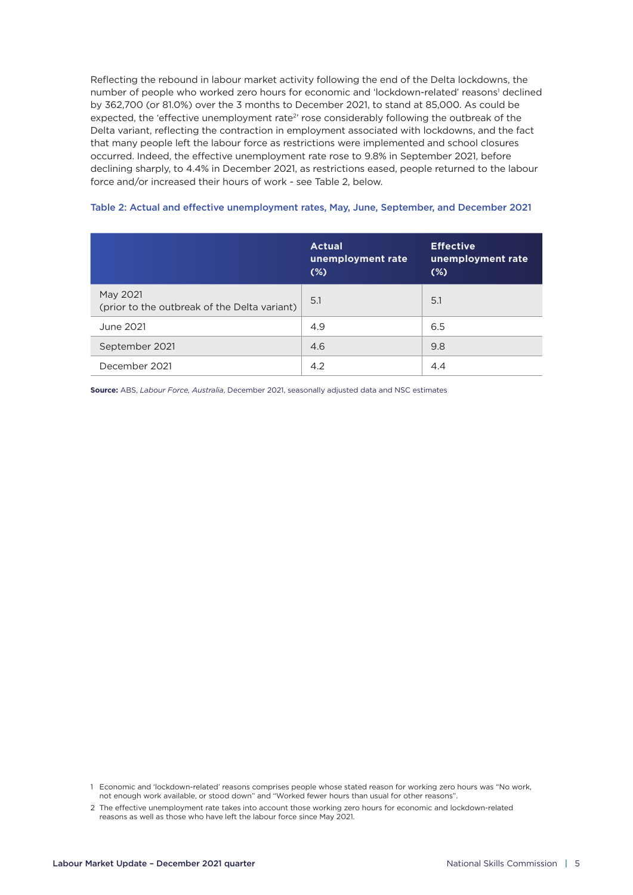Reflecting the rebound in labour market activity following the end of the Delta lockdowns, the number of people who worked zero hours for economic and 'lockdown-related' reasons[1] declined by 362,700 (or 81.0%) over the 3 months to December 2021, to stand at 85,000. As could be expected, the 'effective unemployment rate[2]' rose considerably following the outbreak of the Delta variant, reflecting the contraction in employment associated with lockdowns, and the fact that many people left the labour force as restrictions were implemented and school closures occurred. Indeed, the effective unemployment rate rose to 9.8% in September 2021, before declining sharply, to 4.4% in December 2021, as restrictions eased, people returned to the labour force and/or increased their hours of work - see Table 2, below.

**Table 2: Actual and effective unemployment rates, May, June, September, and December 2021**

| | Actual unemployment rate (%) | Effective unemployment rate (%) |
|---|---|---|
| May 2021 (prior to the outbreak of the Delta variant) | 5.1 | 5.1 |
| June 2021 | 4.9 | 6.5 |
| September 2021 | 4.6 | 9.8 |
| December 2021 | 4.2 | 4.4 |

**Source:** ABS, *Labour Force, Australia*, December 2021, seasonally adjusted data and NSC estimates

1 Economic and 'lockdown-related' reasons comprises people whose stated reason for working zero hours was "No work, not enough work available, or stood down" and "Worked fewer hours than usual for other reasons".

2 The effective unemployment rate takes into account those working zero hours for economic and lockdown-related reasons as well as those who have left the labour force since May 2021.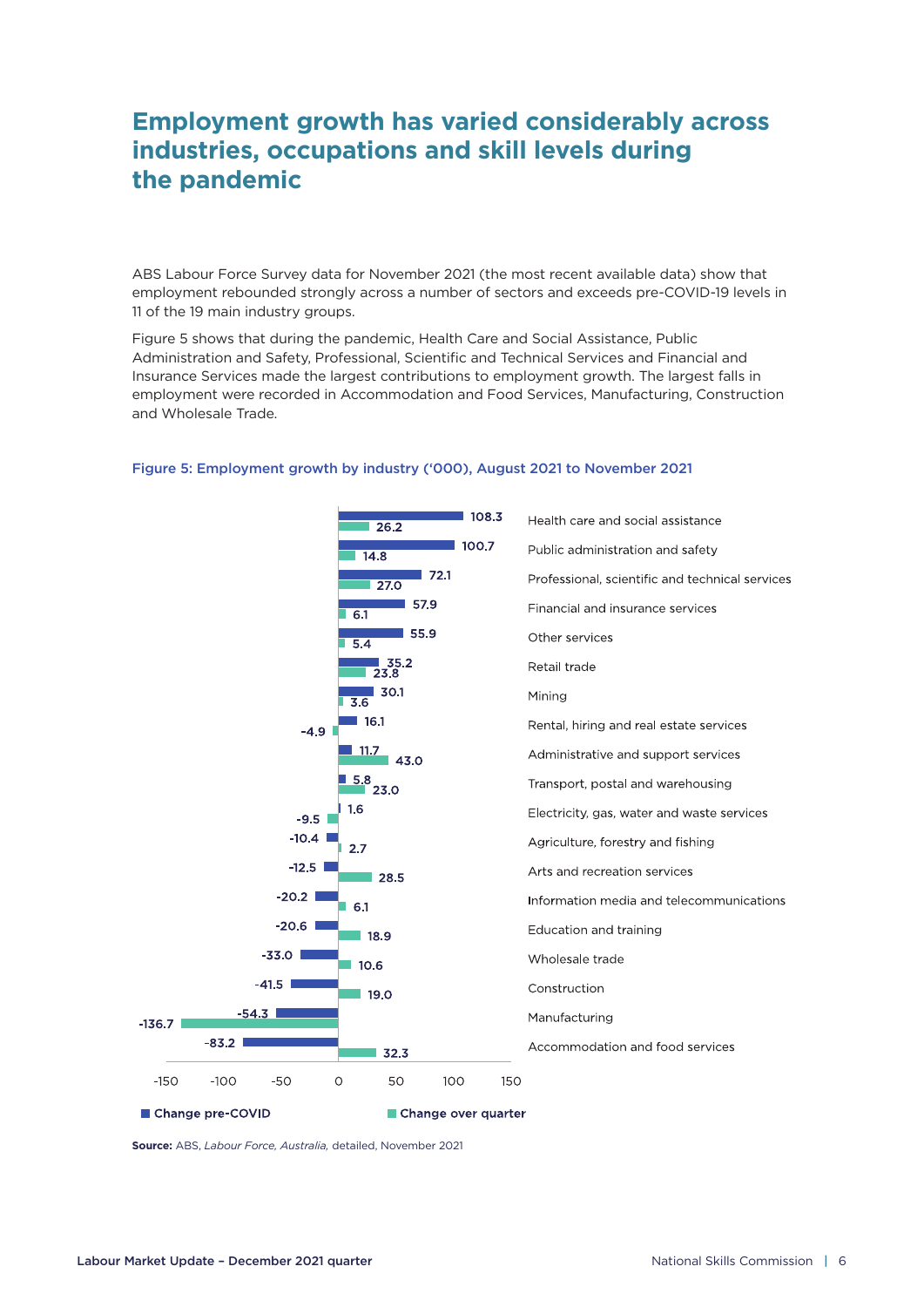# Employment growth has varied considerably across industries, occupations and skill levels during the pandemic

ABS Labour Force Survey data for November 2021 (the most recent available data) show that employment rebounded strongly across a number of sectors and exceeds pre-COVID-19 levels in 11 of the 19 main industry groups.

Figure 5 shows that during the pandemic, Health Care and Social Assistance, Public Administration and Safety, Professional, Scientific and Technical Services and Financial and Insurance Services made the largest contributions to employment growth. The largest falls in employment were recorded in Accommodation and Food Services, Manufacturing, Construction and Wholesale Trade.

**Figure 5: Employment growth by industry ('000), August 2021 to November 2021**

| Industry | Change pre-COVID | Change over quarter |
|---|---|---|
| Health care and social assistance | 108.3 | 26.2 |
| Public administration and safety | 100.7 | 14.8 |
| Professional, scientific and technical services | 72.1 | 27.0 |
| Financial and insurance services | 57.9 | 6.1 |
| Other services | 55.9 | 5.4 |
| Retail trade | 35.2 | 23.8 |
| Mining | 30.1 | 3.6 |
| Rental, hiring and real estate services | 16.1 | -4.9 |
| Administrative and support services | 11.7 | 43.0 |
| Transport, postal and warehousing | 5.8 | 23.0 |
| Electricity, gas, water and waste services | 1.6 | -9.5 |
| Agriculture, forestry and fishing | -10.4 | 2.7 |
| Arts and recreation services | -12.5 | 28.5 |
| Information media and telecommunications | -20.2 | 6.1 |
| Education and training | -20.6 | 18.9 |
| Wholesale trade | -33.0 | 10.6 |
| Construction | -41.5 | 19.0 |
| Manufacturing | -54.3 | -136.7 |
| Accommodation and food services | -83.2 | 32.3 |

**Source:** ABS, *Labour Force, Australia*, detailed, November 2021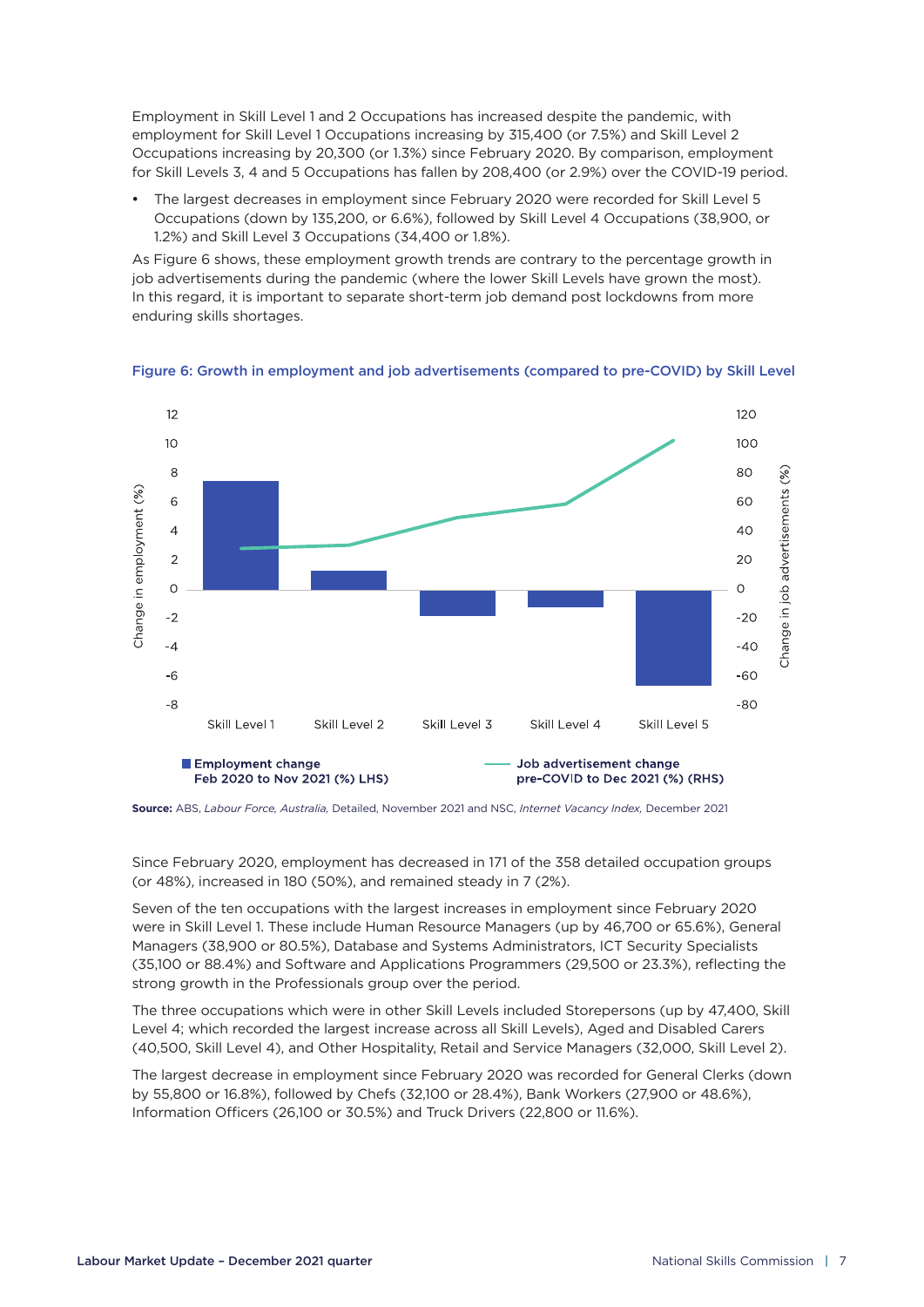Employment in Skill Level 1 and 2 Occupations has increased despite the pandemic, with employment for Skill Level 1 Occupations increasing by 315,400 (or 7.5%) and Skill Level 2 Occupations increasing by 20,300 (or 1.3%) since February 2020. By comparison, employment for Skill Levels 3, 4 and 5 Occupations has fallen by 208,400 (or 2.9%) over the COVID-19 period.

- The largest decreases in employment since February 2020 were recorded for Skill Level 5 Occupations (down by 135,200, or 6.6%), followed by Skill Level 4 Occupations (38,900, or 1.2%) and Skill Level 3 Occupations (34,400 or 1.8%).

As Figure 6 shows, these employment growth trends are contrary to the percentage growth in job advertisements during the pandemic (where the lower Skill Levels have grown the most). In this regard, it is important to separate short-term job demand post lockdowns from more enduring skills shortages.

**Figure 6: Growth in employment and job advertisements (compared to pre-COVID) by Skill Level**

**Source:** ABS, *Labour Force, Australia,* Detailed, November 2021 and NSC, *Internet Vacancy Index,* December 2021

Since February 2020, employment has decreased in 171 of the 358 detailed occupation groups (or 48%), increased in 180 (50%), and remained steady in 7 (2%).

Seven of the ten occupations with the largest increases in employment since February 2020 were in Skill Level 1. These include Human Resource Managers (up by 46,700 or 65.6%), General Managers (38,900 or 80.5%), Database and Systems Administrators, ICT Security Specialists (35,100 or 88.4%) and Software and Applications Programmers (29,500 or 23.3%), reflecting the strong growth in the Professionals group over the period.

The three occupations which were in other Skill Levels included Storepersons (up by 47,400, Skill Level 4; which recorded the largest increase across all Skill Levels), Aged and Disabled Carers (40,500, Skill Level 4), and Other Hospitality, Retail and Service Managers (32,000, Skill Level 2).

The largest decrease in employment since February 2020 was recorded for General Clerks (down by 55,800 or 16.8%), followed by Chefs (32,100 or 28.4%), Bank Workers (27,900 or 48.6%), Information Officers (26,100 or 30.5%) and Truck Drivers (22,800 or 11.6%).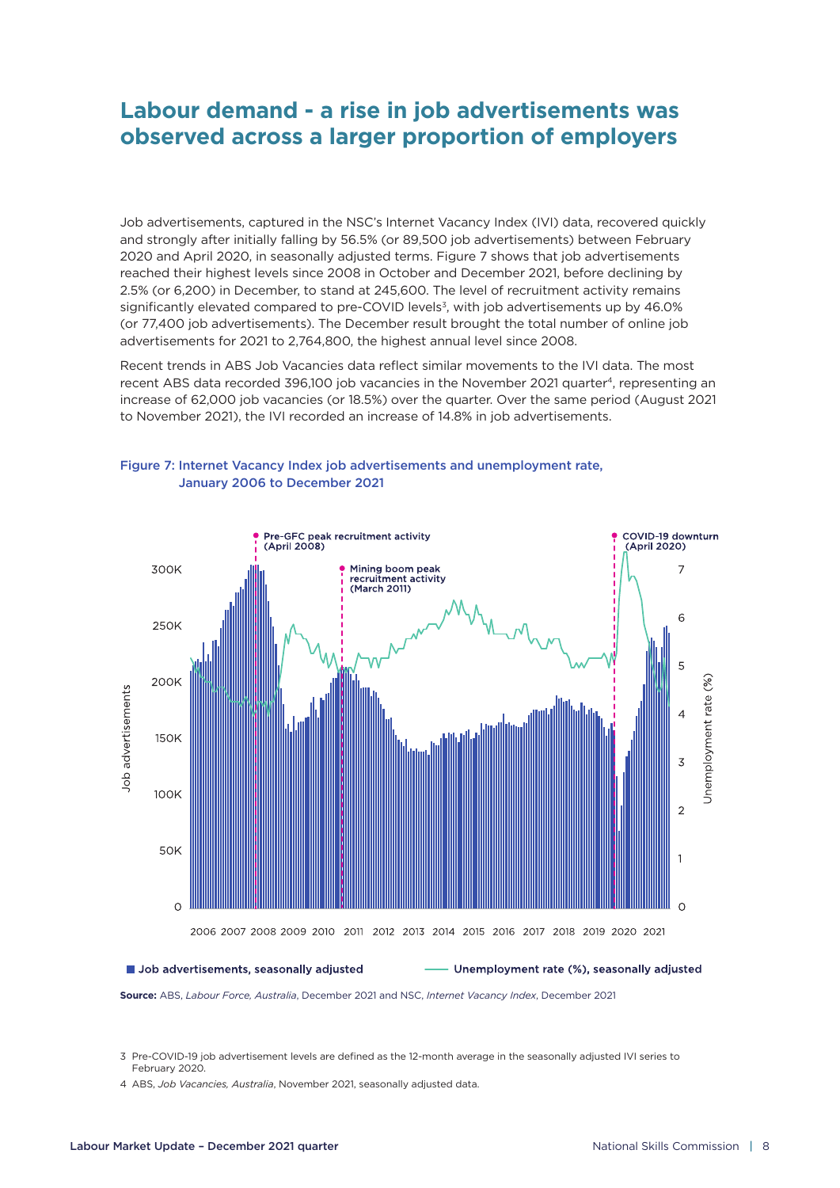## Labour demand - a rise in job advertisements was observed across a larger proportion of employers

Job advertisements, captured in the NSC's Internet Vacancy Index (IVI) data, recovered quickly and strongly after initially falling by 56.5% (or 89,500 job advertisements) between February 2020 and April 2020, in seasonally adjusted terms. Figure 7 shows that job advertisements reached their highest levels since 2008 in October and December 2021, before declining by 2.5% (or 6,200) in December, to stand at 245,600. The level of recruitment activity remains significantly elevated compared to pre-COVID levels[3], with job advertisements up by 46.0% (or 77,400 job advertisements). The December result brought the total number of online job advertisements for 2021 to 2,764,800, the highest annual level since 2008.

Recent trends in ABS Job Vacancies data reflect similar movements to the IVI data. The most recent ABS data recorded 396,100 job vacancies in the November 2021 quarter[4], representing an increase of 62,000 job vacancies (or 18.5%) over the quarter. Over the same period (August 2021 to November 2021), the IVI recorded an increase of 14.8% in job advertisements.

**Figure 7: Internet Vacancy Index job advertisements and unemployment rate, January 2006 to December 2021**

**Source:** ABS, *Labour Force, Australia*, December 2021 and NSC, *Internet Vacancy Index*, December 2021

3 Pre-COVID-19 job advertisement levels are defined as the 12-month average in the seasonally adjusted IVI series to February 2020.

4 ABS, *Job Vacancies, Australia*, November 2021, seasonally adjusted data.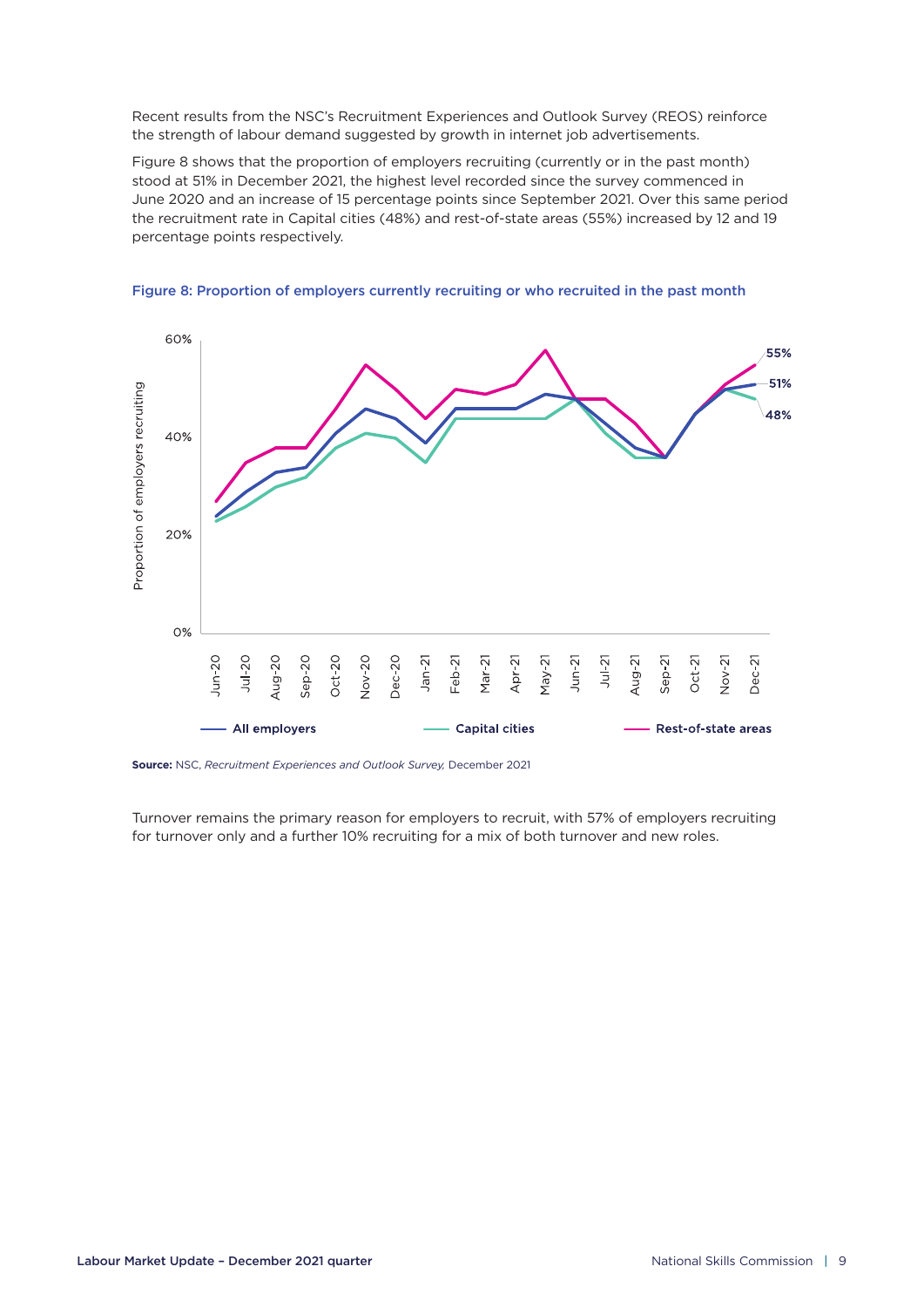Recent results from the NSC's Recruitment Experiences and Outlook Survey (REOS) reinforce the strength of labour demand suggested by growth in internet job advertisements.

Figure 8 shows that the proportion of employers recruiting (currently or in the past month) stood at 51% in December 2021, the highest level recorded since the survey commenced in June 2020 and an increase of 15 percentage points since September 2021. Over this same period the recruitment rate in Capital cities (48%) and rest-of-state areas (55%) increased by 12 and 19 percentage points respectively.

**Figure 8: Proportion of employers currently recruiting or who recruited in the past month**

**Source:** NSC, *Recruitment Experiences and Outlook Survey,* December 2021

Turnover remains the primary reason for employers to recruit, with 57% of employers recruiting for turnover only and a further 10% recruiting for a mix of both turnover and new roles.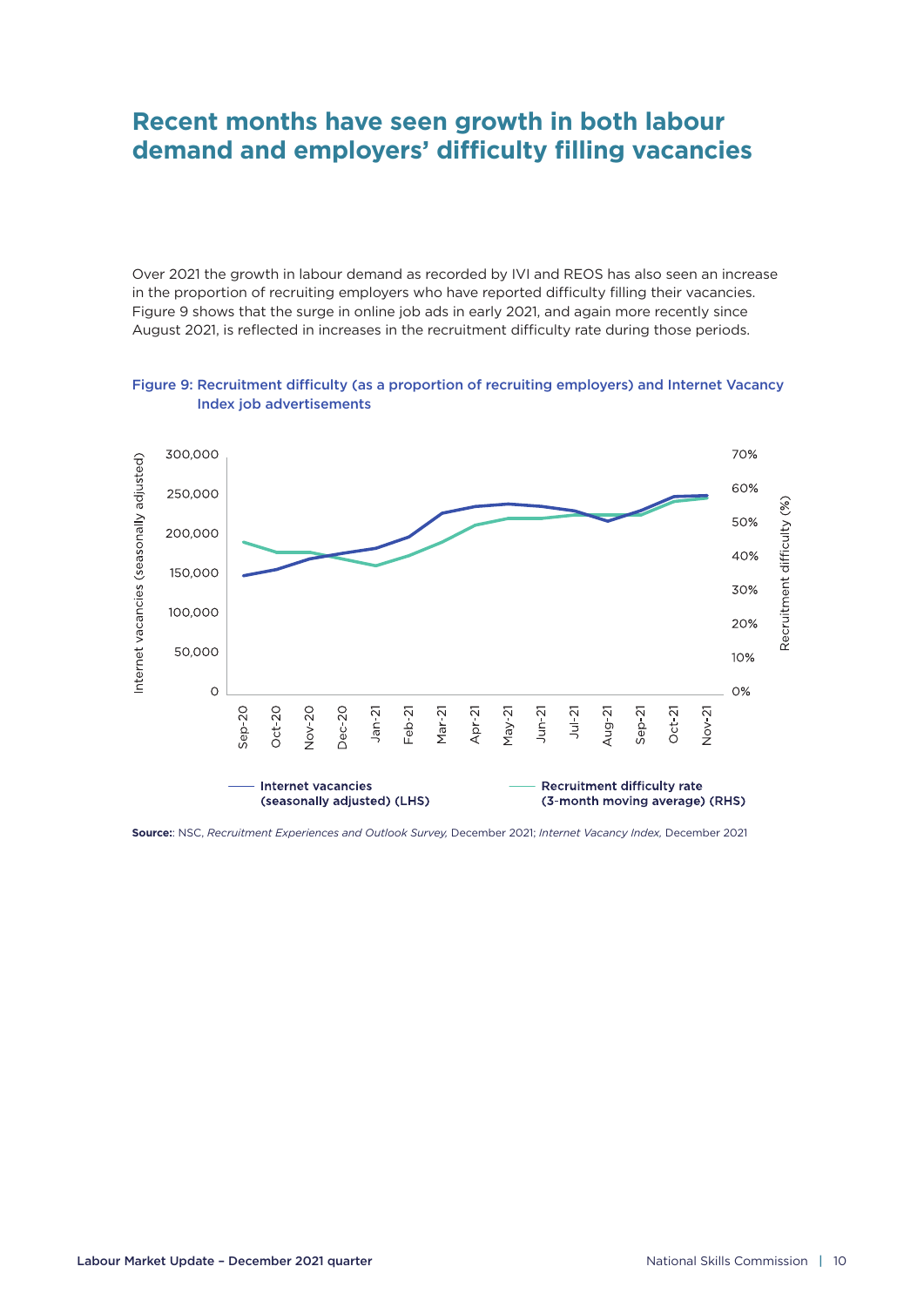## Recent months have seen growth in both labour demand and employers' difficulty filling vacancies

Over 2021 the growth in labour demand as recorded by IVI and REOS has also seen an increase in the proportion of recruiting employers who have reported difficulty filling their vacancies. Figure 9 shows that the surge in online job ads in early 2021, and again more recently since August 2021, is reflected in increases in the recruitment difficulty rate during those periods.

**Figure 9: Recruitment difficulty (as a proportion of recruiting employers) and Internet Vacancy Index job advertisements**

**Source:**: NSC, *Recruitment Experiences and Outlook Survey,* December 2021; *Internet Vacancy Index,* December 2021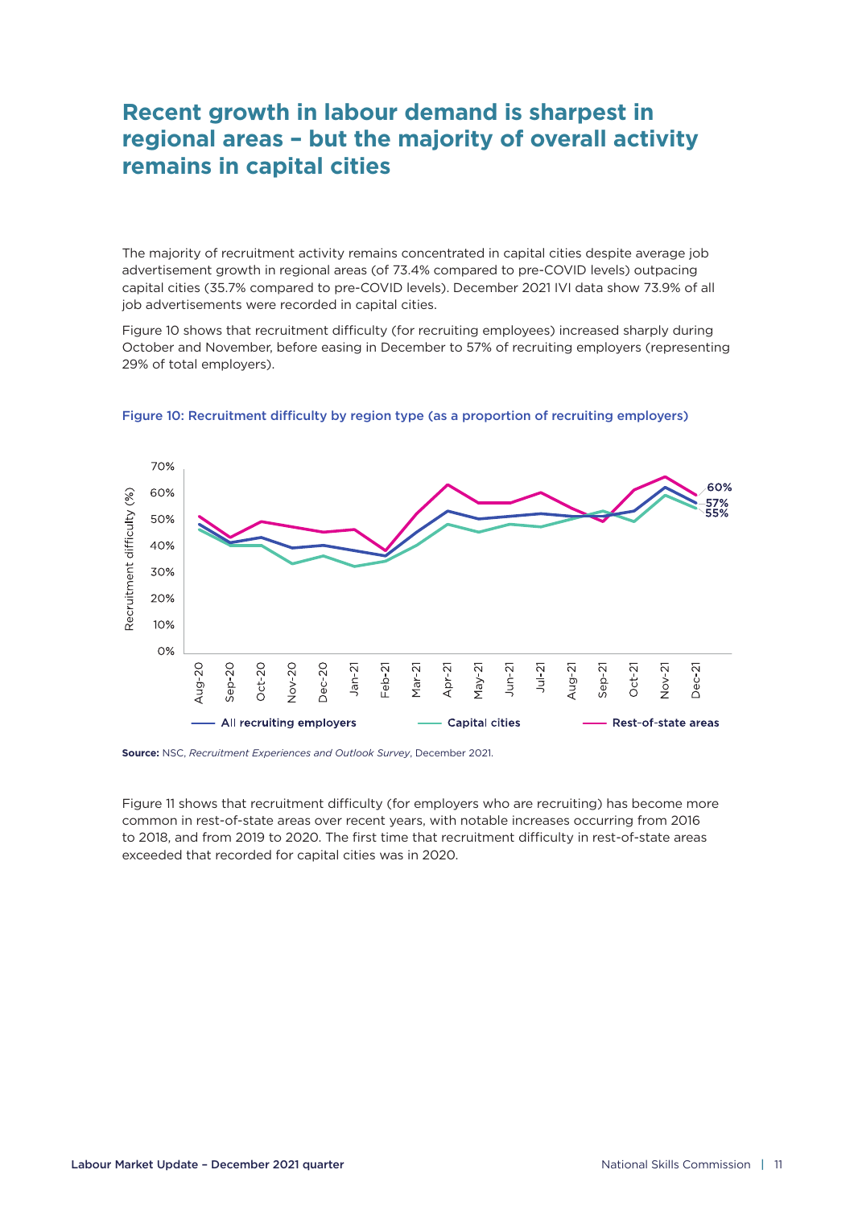# Recent growth in labour demand is sharpest in regional areas – but the majority of overall activity remains in capital cities

The majority of recruitment activity remains concentrated in capital cities despite average job advertisement growth in regional areas (of 73.4% compared to pre-COVID levels) outpacing capital cities (35.7% compared to pre-COVID levels). December 2021 IVI data show 73.9% of all job advertisements were recorded in capital cities.

Figure 10 shows that recruitment difficulty (for recruiting employees) increased sharply during October and November, before easing in December to 57% of recruiting employers (representing 29% of total employers).

**Figure 10: Recruitment difficulty by region type (as a proportion of recruiting employers)**

**Source:** NSC, *Recruitment Experiences and Outlook Survey*, December 2021.

Figure 11 shows that recruitment difficulty (for employers who are recruiting) has become more common in rest-of-state areas over recent years, with notable increases occurring from 2016 to 2018, and from 2019 to 2020. The first time that recruitment difficulty in rest-of-state areas exceeded that recorded for capital cities was in 2020.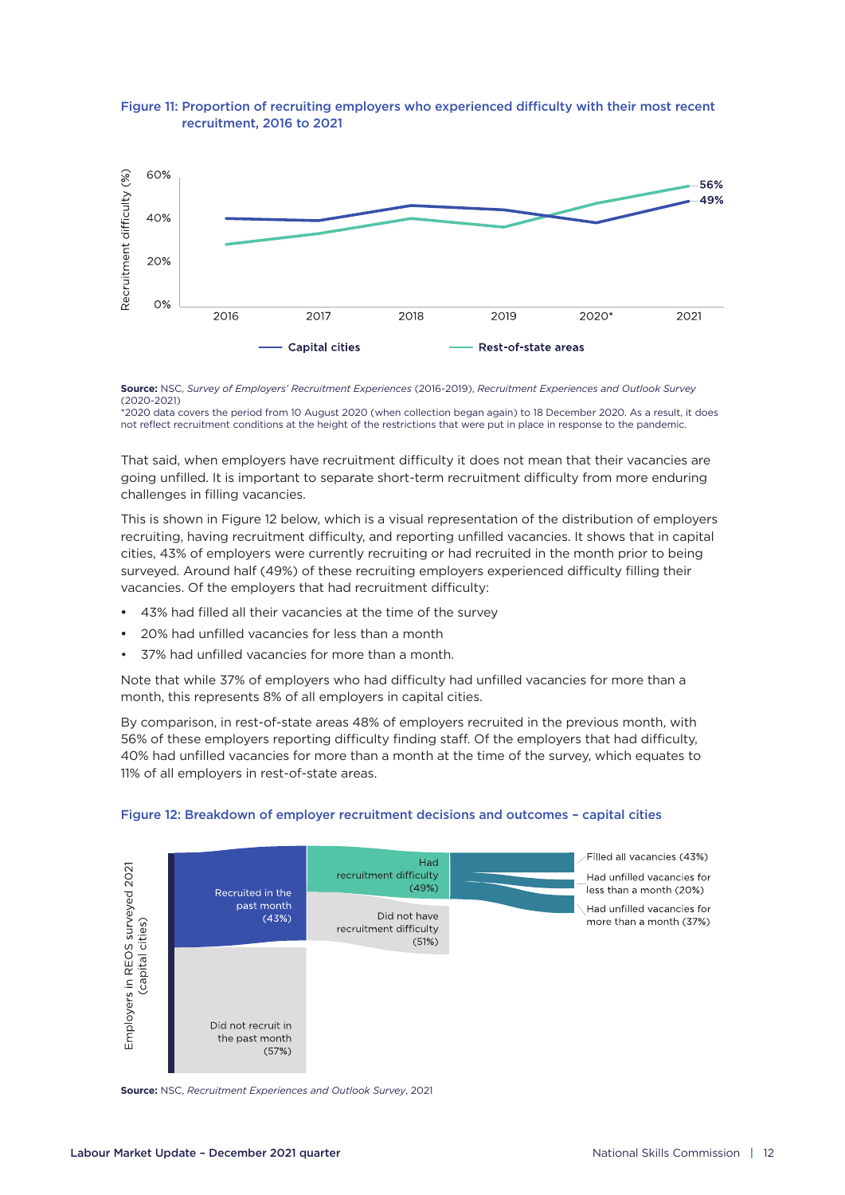**Figure 11: Proportion of recruiting employers who experienced difficulty with their most recent recruitment, 2016 to 2021**

**Source:** NSC, *Survey of Employers' Recruitment Experiences* (2016-2019), *Recruitment Experiences and Outlook Survey* (2020-2021)
*2020 data covers the period from 10 August 2020 (when collection began again) to 18 December 2020. As a result, it does not reflect recruitment conditions at the height of the restrictions that were put in place in response to the pandemic.

That said, when employers have recruitment difficulty it does not mean that their vacancies are going unfilled. It is important to separate short-term recruitment difficulty from more enduring challenges in filling vacancies.

This is shown in Figure 12 below, which is a visual representation of the distribution of employers recruiting, having recruitment difficulty, and reporting unfilled vacancies. It shows that in capital cities, 43% of employers were currently recruiting or had recruited in the month prior to being surveyed. Around half (49%) of these recruiting employers experienced difficulty filling their vacancies. Of the employers that had recruitment difficulty:

- 43% had filled all their vacancies at the time of the survey
- 20% had unfilled vacancies for less than a month
- 37% had unfilled vacancies for more than a month.

Note that while 37% of employers who had difficulty had unfilled vacancies for more than a month, this represents 8% of all employers in capital cities.

By comparison, in rest-of-state areas 48% of employers recruited in the previous month, with 56% of these employers reporting difficulty finding staff. Of the employers that had difficulty, 40% had unfilled vacancies for more than a month at the time of the survey, which equates to 11% of all employers in rest-of-state areas.

**Figure 12: Breakdown of employer recruitment decisions and outcomes – capital cities**

**Source:** NSC, *Recruitment Experiences and Outlook Survey*, 2021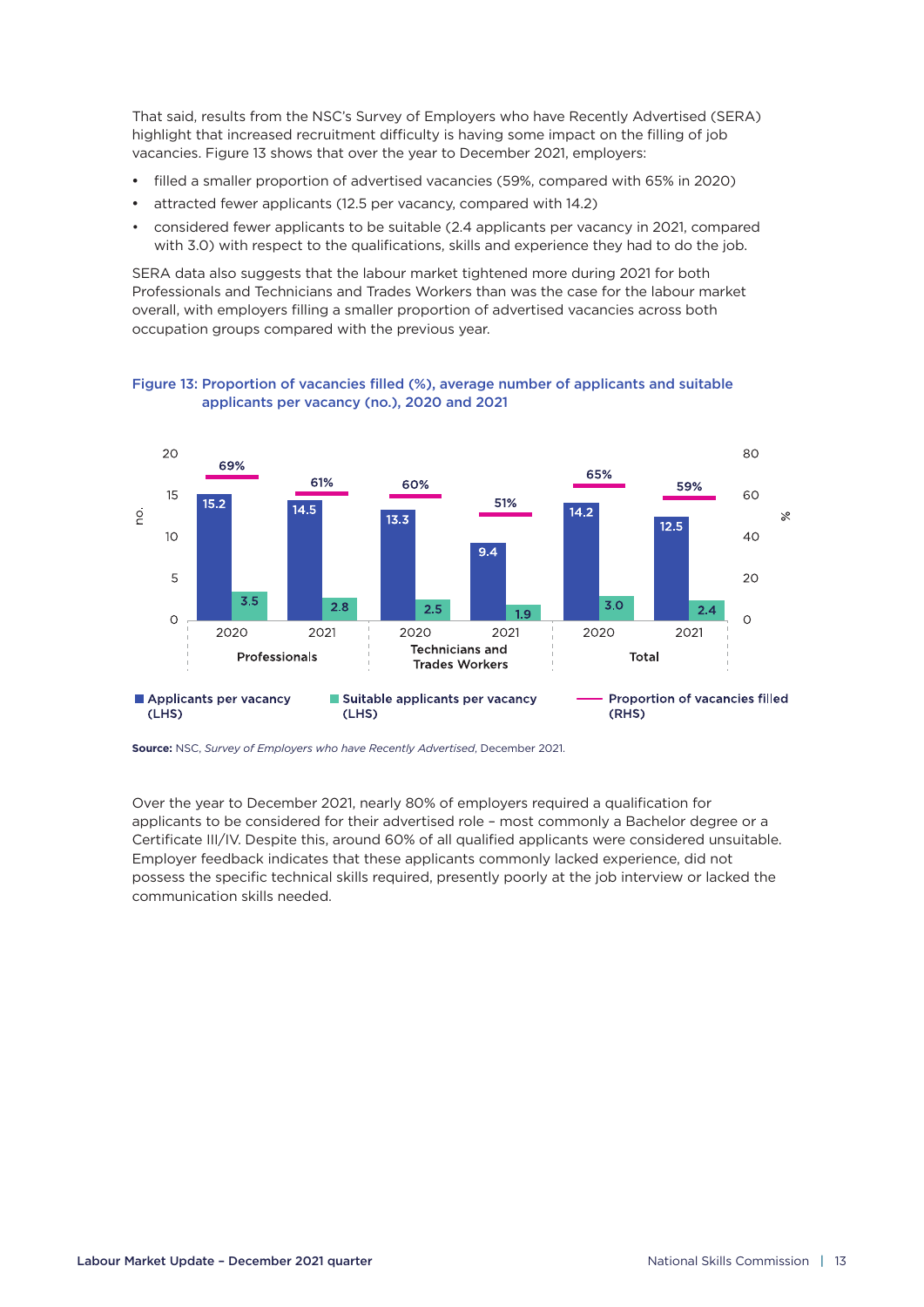That said, results from the NSC's Survey of Employers who have Recently Advertised (SERA) highlight that increased recruitment difficulty is having some impact on the filling of job vacancies. Figure 13 shows that over the year to December 2021, employers:

- filled a smaller proportion of advertised vacancies (59%, compared with 65% in 2020)
- attracted fewer applicants (12.5 per vacancy, compared with 14.2)
- considered fewer applicants to be suitable (2.4 applicants per vacancy in 2021, compared with 3.0) with respect to the qualifications, skills and experience they had to do the job.

SERA data also suggests that the labour market tightened more during 2021 for both Professionals and Technicians and Trades Workers than was the case for the labour market overall, with employers filling a smaller proportion of advertised vacancies across both occupation groups compared with the previous year.

**Figure 13: Proportion of vacancies filled (%), average number of applicants and suitable applicants per vacancy (no.), 2020 and 2021**

| Occupation group | Year | Applicants per vacancy (LHS) | Suitable applicants per vacancy (LHS) | Proportion of vacancies filled (RHS) |
|---|---|---|---|---|
| Professionals | 2020 | 15.2 | 3.5 | 69% |
| Professionals | 2021 | 14.5 | 2.8 | 61% |
| Technicians and Trades Workers | 2020 | 13.3 | 2.5 | 60% |
| Technicians and Trades Workers | 2021 | 9.4 | 1.9 | 51% |
| Total | 2020 | 14.2 | 3.0 | 65% |
| Total | 2021 | 12.5 | 2.4 | 59% |

**Source:** NSC, *Survey of Employers who have Recently Advertised*, December 2021.

Over the year to December 2021, nearly 80% of employers required a qualification for applicants to be considered for their advertised role – most commonly a Bachelor degree or a Certificate III/IV. Despite this, around 60% of all qualified applicants were considered unsuitable. Employer feedback indicates that these applicants commonly lacked experience, did not possess the specific technical skills required, presently poorly at the job interview or lacked the communication skills needed.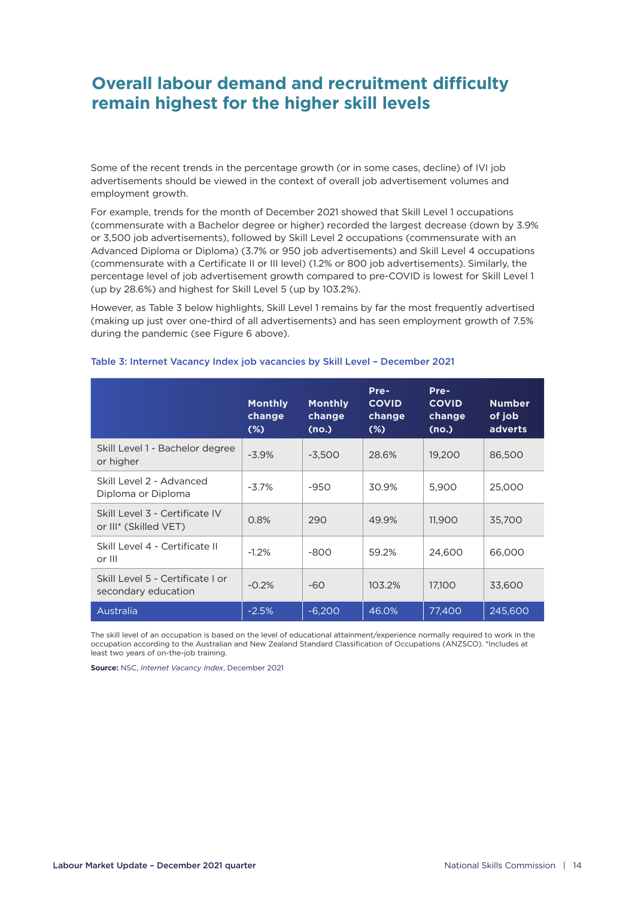## Overall labour demand and recruitment difficulty remain highest for the higher skill levels

Some of the recent trends in the percentage growth (or in some cases, decline) of IVI job advertisements should be viewed in the context of overall job advertisement volumes and employment growth.

For example, trends for the month of December 2021 showed that Skill Level 1 occupations (commensurate with a Bachelor degree or higher) recorded the largest decrease (down by 3.9% or 3,500 job advertisements), followed by Skill Level 2 occupations (commensurate with an Advanced Diploma or Diploma) (3.7% or 950 job advertisements) and Skill Level 4 occupations (commensurate with a Certificate II or III level) (1.2% or 800 job advertisements). Similarly, the percentage level of job advertisement growth compared to pre-COVID is lowest for Skill Level 1 (up by 28.6%) and highest for Skill Level 5 (up by 103.2%).

However, as Table 3 below highlights, Skill Level 1 remains by far the most frequently advertised (making up just over one-third of all advertisements) and has seen employment growth of 7.5% during the pandemic (see Figure 6 above).

Table 3: Internet Vacancy Index job vacancies by Skill Level – December 2021

| | Monthly change (%) | Monthly change (no.) | Pre-COVID change (%) | Pre-COVID change (no.) | Number of job adverts |
|---|---|---|---|---|---|
| Skill Level 1 - Bachelor degree or higher | -3.9% | -3,500 | 28.6% | 19,200 | 86,500 |
| Skill Level 2 - Advanced Diploma or Diploma | -3.7% | -950 | 30.9% | 5,900 | 25,000 |
| Skill Level 3 - Certificate IV or III* (Skilled VET) | 0.8% | 290 | 49.9% | 11,900 | 35,700 |
| Skill Level 4 - Certificate II or III | -1.2% | -800 | 59.2% | 24,600 | 66,000 |
| Skill Level 5 - Certificate I or secondary education | -0.2% | -60 | 103.2% | 17,100 | 33,600 |
| Australia | -2.5% | -6,200 | 46.0% | 77,400 | 245,600 |

The skill level of an occupation is based on the level of educational attainment/experience normally required to work in the occupation according to the Australian and New Zealand Standard Classification of Occupations (ANZSCO). *Includes at least two years of on-the-job training.

**Source:** NSC, *Internet Vacancy Index*, December 2021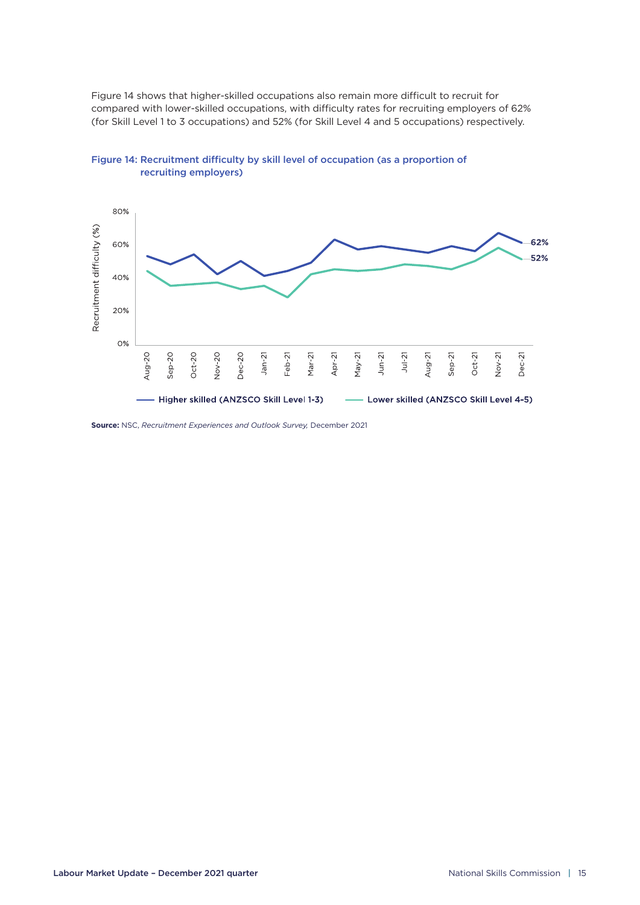Figure 14 shows that higher-skilled occupations also remain more difficult to recruit for compared with lower-skilled occupations, with difficulty rates for recruiting employers of 62% (for Skill Level 1 to 3 occupations) and 52% (for Skill Level 4 and 5 occupations) respectively.

**Figure 14: Recruitment difficulty by skill level of occupation (as a proportion of recruiting employers)**

**Source:** NSC, *Recruitment Experiences and Outlook Survey,* December 2021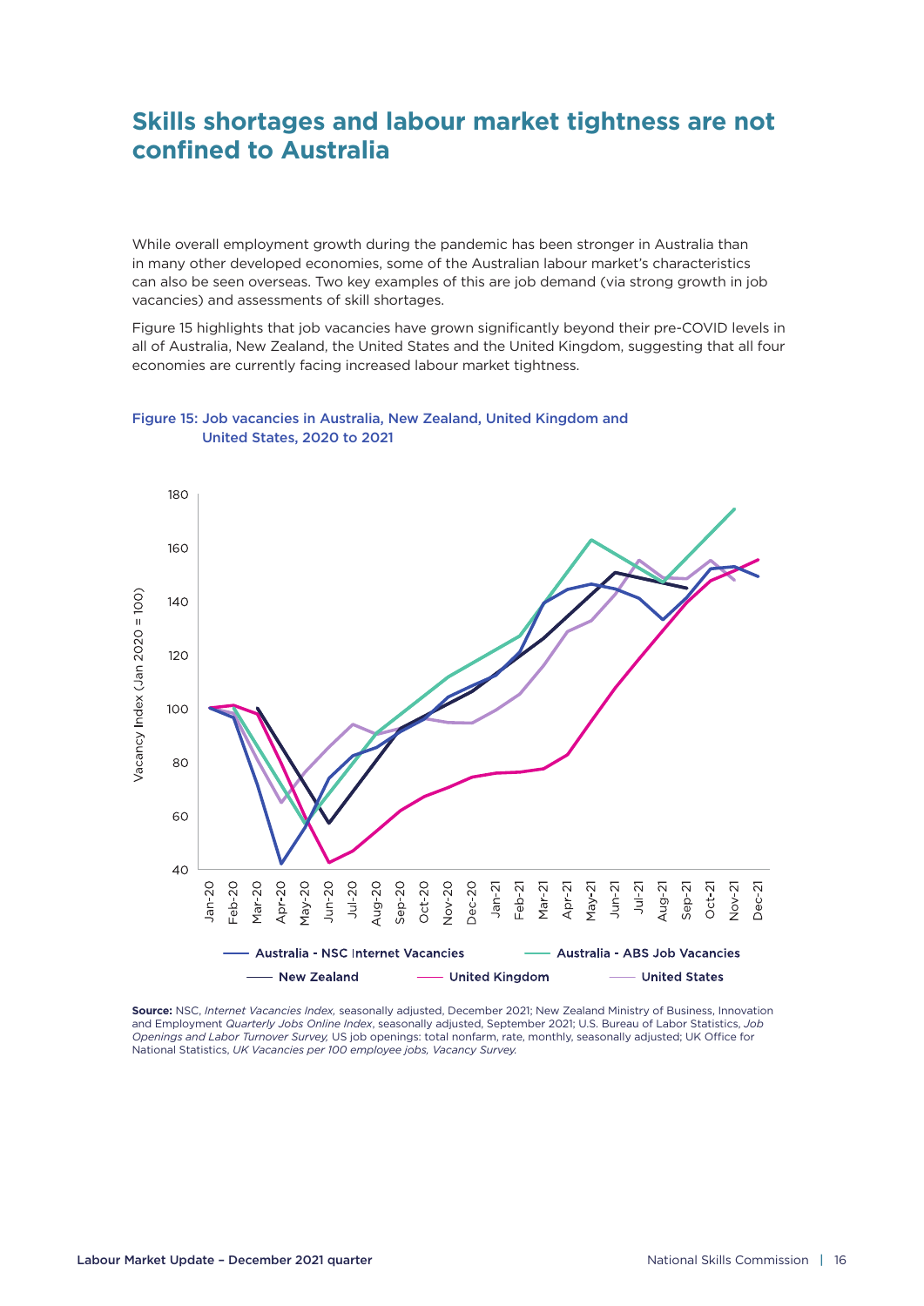## Skills shortages and labour market tightness are not confined to Australia

While overall employment growth during the pandemic has been stronger in Australia than in many other developed economies, some of the Australian labour market's characteristics can also be seen overseas. Two key examples of this are job demand (via strong growth in job vacancies) and assessments of skill shortages.

Figure 15 highlights that job vacancies have grown significantly beyond their pre-COVID levels in all of Australia, New Zealand, the United States and the United Kingdom, suggesting that all four economies are currently facing increased labour market tightness.

**Figure 15: Job vacancies in Australia, New Zealand, United Kingdom and United States, 2020 to 2021**

**Source:** NSC, *Internet Vacancies Index,* seasonally adjusted, December 2021; New Zealand Ministry of Business, Innovation and Employment *Quarterly Jobs Online Index*, seasonally adjusted, September 2021; U.S. Bureau of Labor Statistics, *Job Openings and Labor Turnover Survey,* US job openings: total nonfarm, rate, monthly, seasonally adjusted; UK Office for National Statistics, *UK Vacancies per 100 employee jobs, Vacancy Survey.*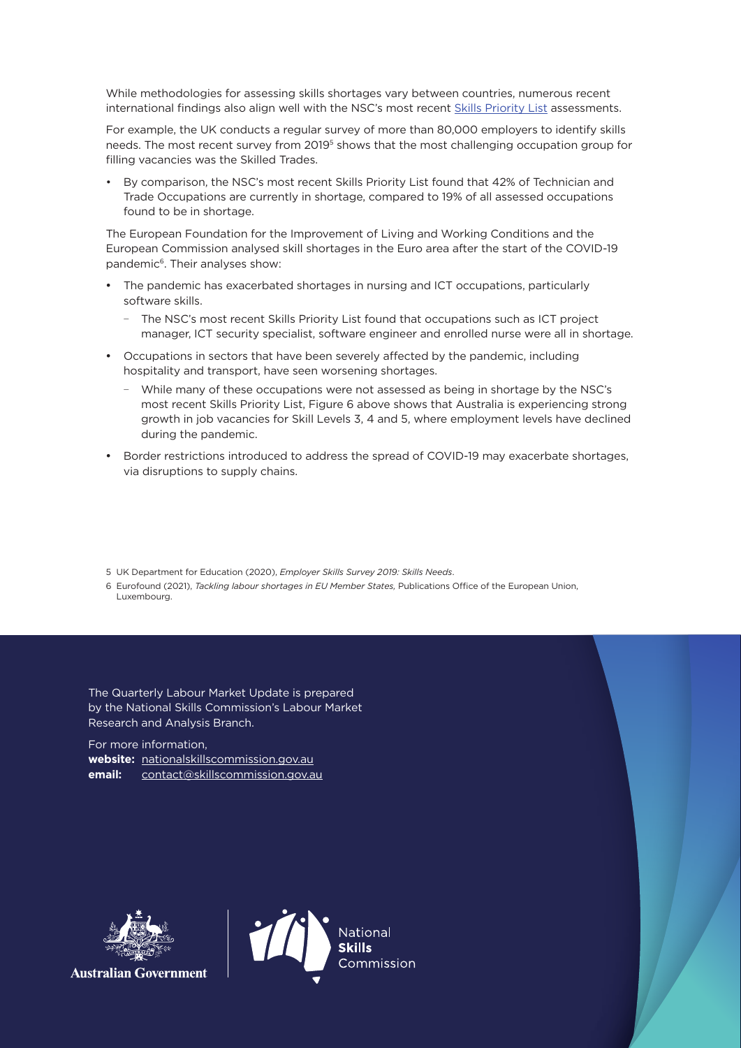While methodologies for assessing skills shortages vary between countries, numerous recent international findings also align well with the NSC's most recent Skills Priority List assessments.

For example, the UK conducts a regular survey of more than 80,000 employers to identify skills needs. The most recent survey from 2019[5] shows that the most challenging occupation group for filling vacancies was the Skilled Trades.

- By comparison, the NSC's most recent Skills Priority List found that 42% of Technician and Trade Occupations are currently in shortage, compared to 19% of all assessed occupations found to be in shortage.

The European Foundation for the Improvement of Living and Working Conditions and the European Commission analysed skill shortages in the Euro area after the start of the COVID-19 pandemic[6]. Their analyses show:

- The pandemic has exacerbated shortages in nursing and ICT occupations, particularly software skills.
  - The NSC's most recent Skills Priority List found that occupations such as ICT project manager, ICT security specialist, software engineer and enrolled nurse were all in shortage.
- Occupations in sectors that have been severely affected by the pandemic, including hospitality and transport, have seen worsening shortages.
  - While many of these occupations were not assessed as being in shortage by the NSC's most recent Skills Priority List, Figure 6 above shows that Australia is experiencing strong growth in job vacancies for Skill Levels 3, 4 and 5, where employment levels have declined during the pandemic.
- Border restrictions introduced to address the spread of COVID-19 may exacerbate shortages, via disruptions to supply chains.

5 UK Department for Education (2020), *Employer Skills Survey 2019: Skills Needs*.

6 Eurofound (2021), *Tackling labour shortages in EU Member States,* Publications Office of the European Union, Luxembourg.

The Quarterly Labour Market Update is prepared by the National Skills Commission's Labour Market Research and Analysis Branch.

For more information,
**website:** nationalskillscommission.gov.au
**email:** contact@skillscommission.gov.au

Australian Government

National **Skills** Commission